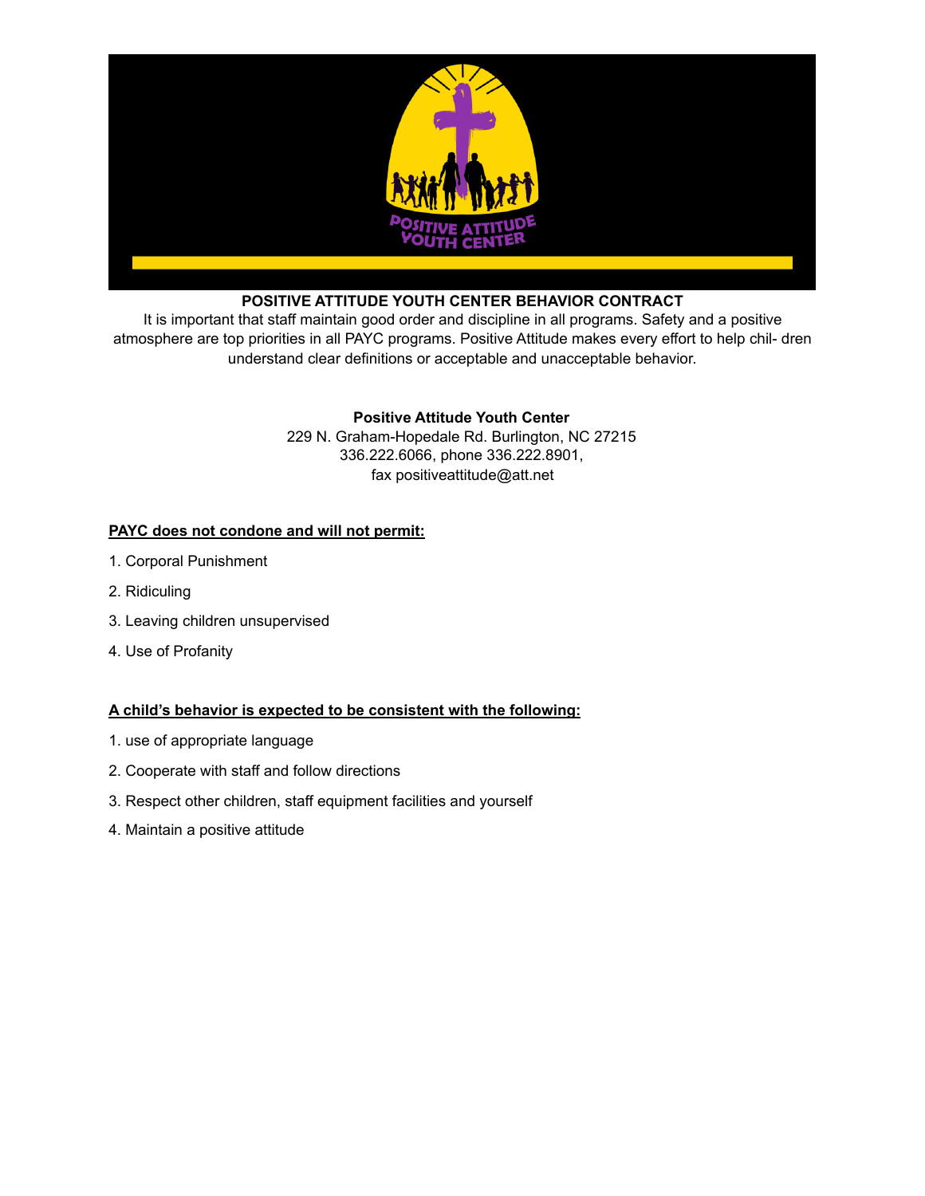**POSITIVE ATTITUDE YOUTH CENTER BEHAVIOR CONTRACT**

It is important that staff maintain good order and discipline in all programs. Safety and a positive atmosphere are top priorities in all PAYC programs. Positive Attitude makes every effort to help chil- dren understand clear definitions or acceptable and unacceptable behavior.

**Positive Attitude Youth Center**
229 N. Graham-Hopedale Rd. Burlington, NC 27215
336.222.6066, phone 336.222.8901,
fax positiveattitude@att.net

**PAYC does not condone and will not permit:**

1. Corporal Punishment
2. Ridiculing
3. Leaving children unsupervised
4. Use of Profanity

**A child's behavior is expected to be consistent with the following:**

1. use of appropriate language
2. Cooperate with staff and follow directions
3. Respect other children, staff equipment facilities and yourself
4. Maintain a positive attitude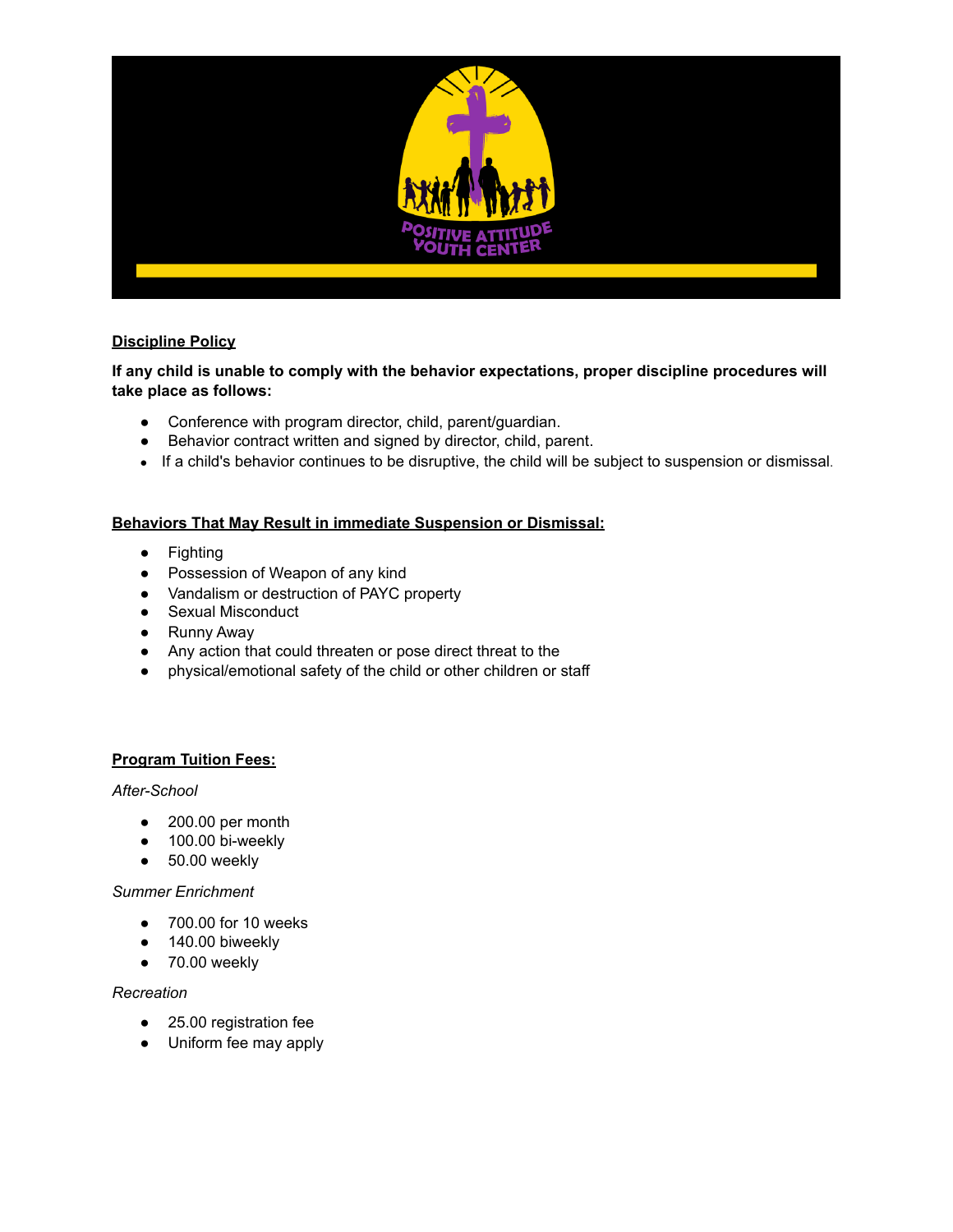## Discipline Policy

**If any child is unable to comply with the behavior expectations, proper discipline procedures will take place as follows:**

- Conference with program director, child, parent/guardian.
- Behavior contract written and signed by director, child, parent.
- If a child's behavior continues to be disruptive, the child will be subject to suspension or dismissal.

## Behaviors That May Result in immediate Suspension or Dismissal:

- Fighting
- Possession of Weapon of any kind
- Vandalism or destruction of PAYC property
- Sexual Misconduct
- Runny Away
- Any action that could threaten or pose direct threat to the
- physical/emotional safety of the child or other children or staff

## Program Tuition Fees:

*After-School*

- 200.00 per month
- 100.00 bi-weekly
- 50.00 weekly

*Summer Enrichment*

- 700.00 for 10 weeks
- 140.00 biweekly
- 70.00 weekly

*Recreation*

- 25.00 registration fee
- Uniform fee may apply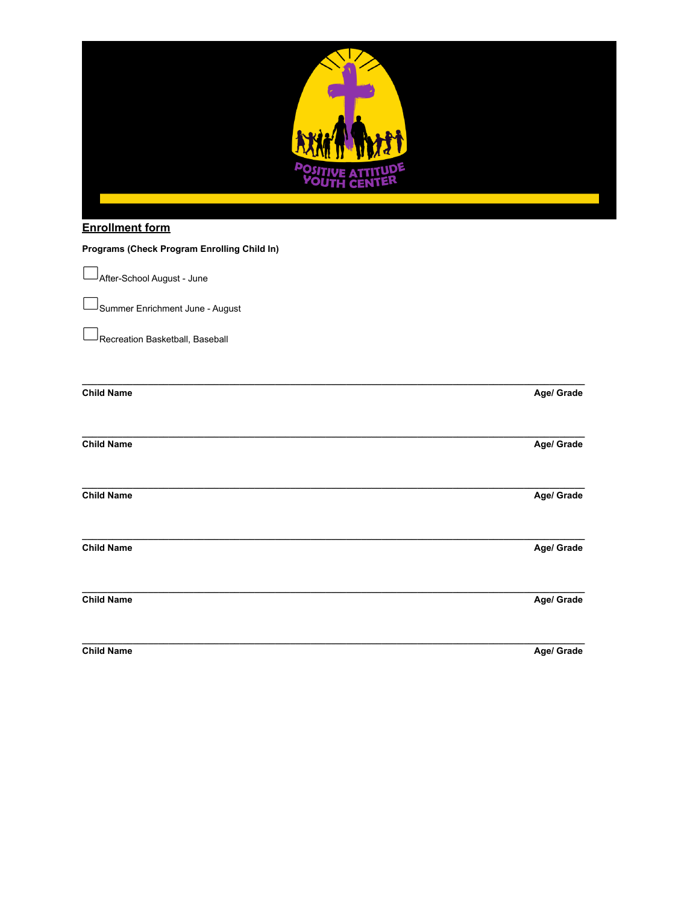POSITIVE ATTITUDE YOUTH CENTER

**Enrollment form**

**Programs (Check Program Enrolling Child In)**

- [ ] After-School August - June
- [ ] Summer Enrichment June - August
- [ ] Recreation Basketball, Baseball

______________________________________________________________________________

**Child Name** **Age/ Grade**

______________________________________________________________________________

**Child Name** **Age/ Grade**

______________________________________________________________________________

**Child Name** **Age/ Grade**

______________________________________________________________________________

**Child Name** **Age/ Grade**

______________________________________________________________________________

**Child Name** **Age/ Grade**

______________________________________________________________________________

**Child Name** **Age/ Grade**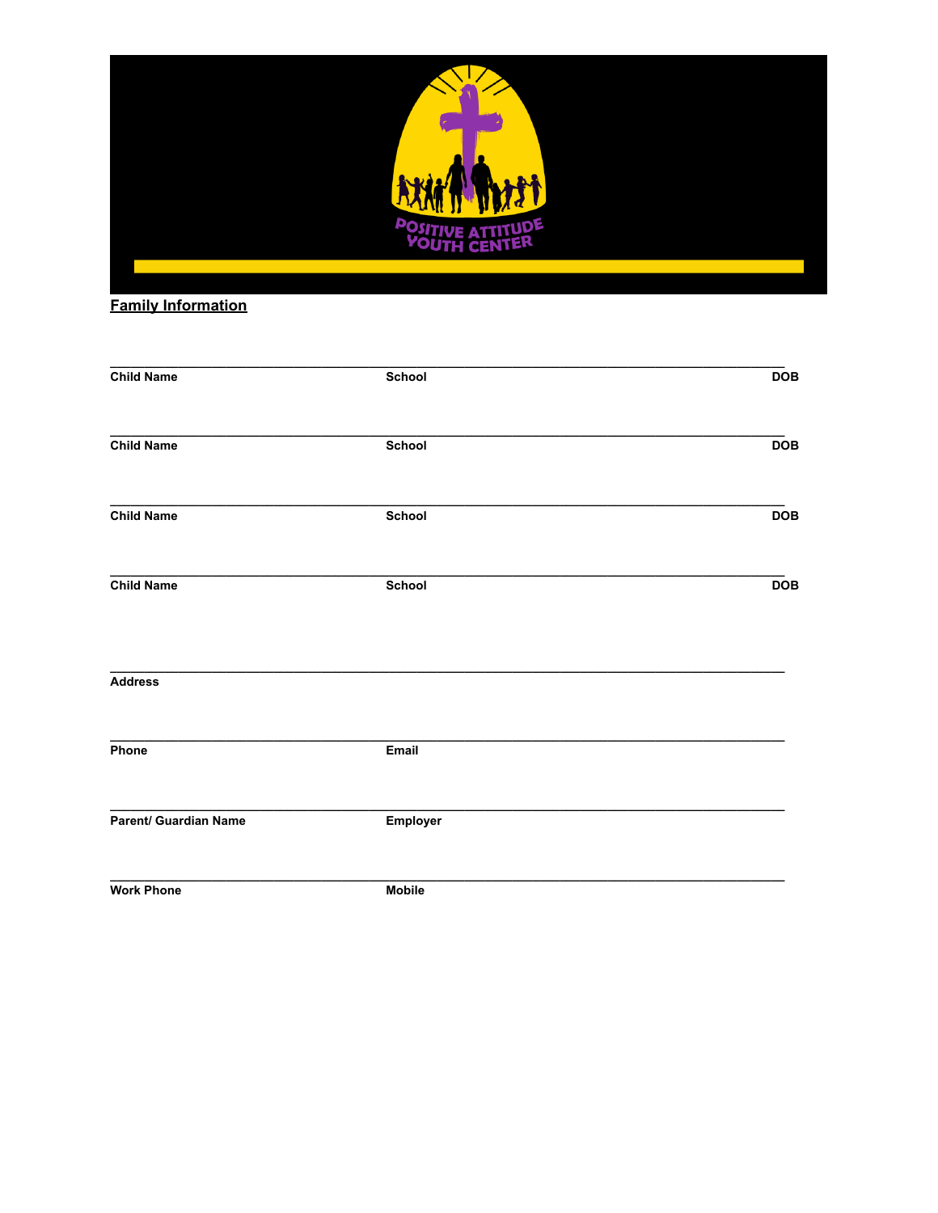POSITIVE ATTITUDE YOUTH CENTER

**Family Information**

_______________________________________________

**Child Name** **School** **DOB**

_______________________________________________

**Child Name** **School** **DOB**

_______________________________________________

**Child Name** **School** **DOB**

_______________________________________________

**Child Name** **School** **DOB**

_______________________________________________

**Address**

_______________________________________________

**Phone** **Email**

_______________________________________________

**Parent/ Guardian Name** **Employer**

_______________________________________________

**Work Phone** **Mobile**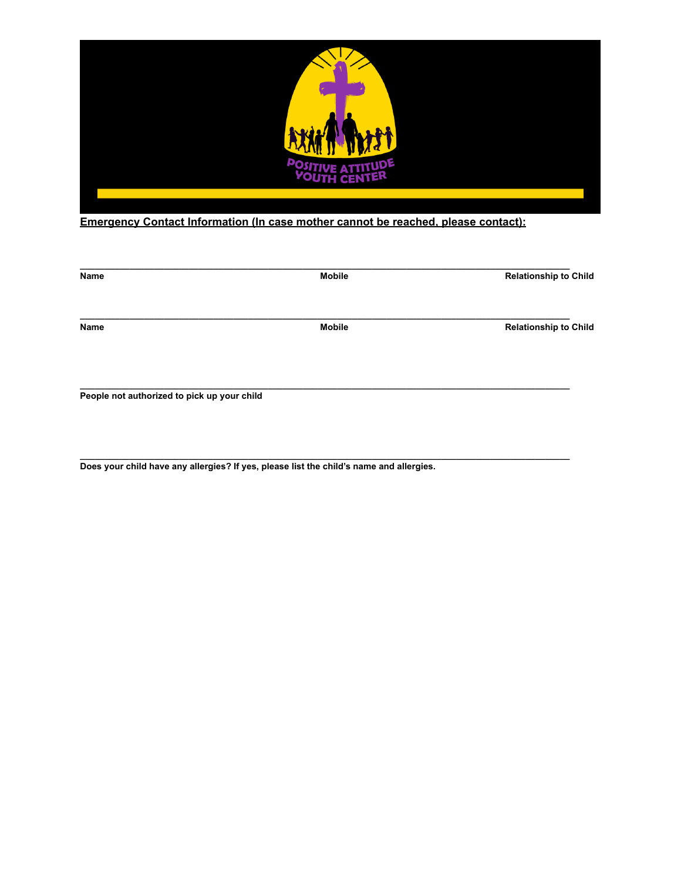POSITIVE ATTITUDE YOUTH CENTER

**Emergency Contact Information (In case mother cannot be reached, please contact):**

\_\_\_\_\_\_\_\_\_\_\_\_\_\_\_\_\_\_\_\_\_\_\_\_\_\_\_\_\_\_\_\_\_\_\_\_\_\_\_\_\_\_\_\_\_\_\_\_\_\_\_\_\_\_\_\_\_\_\_\_\_\_\_\_\_\_\_\_\_\_\_\_\_\_\_\_\_\_

**Name** **Mobile** **Relationship to Child**

\_\_\_\_\_\_\_\_\_\_\_\_\_\_\_\_\_\_\_\_\_\_\_\_\_\_\_\_\_\_\_\_\_\_\_\_\_\_\_\_\_\_\_\_\_\_\_\_\_\_\_\_\_\_\_\_\_\_\_\_\_\_\_\_\_\_\_\_\_\_\_\_\_\_\_\_\_\_

**Name** **Mobile** **Relationship to Child**

\_\_\_\_\_\_\_\_\_\_\_\_\_\_\_\_\_\_\_\_\_\_\_\_\_\_\_\_\_\_\_\_\_\_\_\_\_\_\_\_\_\_\_\_\_\_\_\_\_\_\_\_\_\_\_\_\_\_\_\_\_\_\_\_\_\_\_\_\_\_\_\_\_\_\_\_\_\_

**People not authorized to pick up your child**

\_\_\_\_\_\_\_\_\_\_\_\_\_\_\_\_\_\_\_\_\_\_\_\_\_\_\_\_\_\_\_\_\_\_\_\_\_\_\_\_\_\_\_\_\_\_\_\_\_\_\_\_\_\_\_\_\_\_\_\_\_\_\_\_\_\_\_\_\_\_\_\_\_\_\_\_\_\_

**Does your child have any allergies? If yes, please list the child's name and allergies.**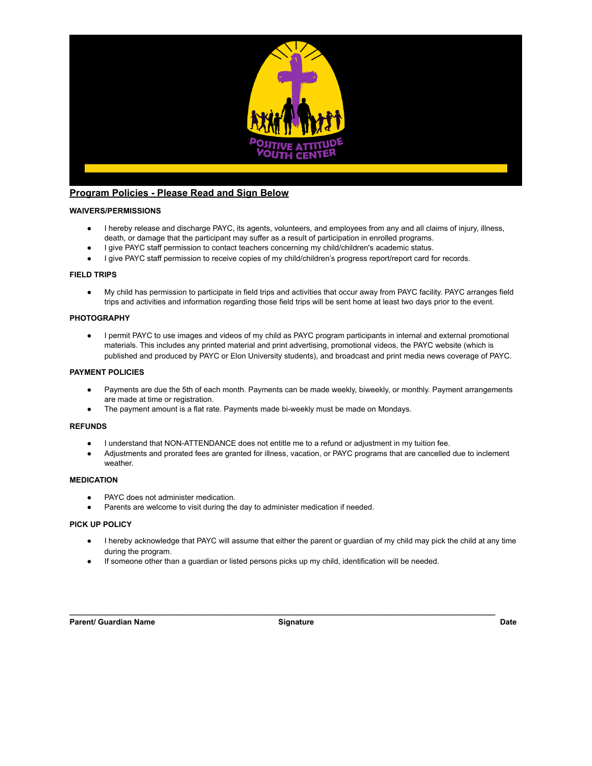POSITIVE ATTITUDE YOUTH CENTER

## Program Policies - Please Read and Sign Below

**WAIVERS/PERMISSIONS**

- I hereby release and discharge PAYC, its agents, volunteers, and employees from any and all claims of injury, illness, death, or damage that the participant may suffer as a result of participation in enrolled programs.
- I give PAYC staff permission to contact teachers concerning my child/children's academic status.
- I give PAYC staff permission to receive copies of my child/children's progress report/report card for records.

**FIELD TRIPS**

- My child has permission to participate in field trips and activities that occur away from PAYC facility. PAYC arranges field trips and activities and information regarding those field trips will be sent home at least two days prior to the event.

**PHOTOGRAPHY**

- I permit PAYC to use images and videos of my child as PAYC program participants in internal and external promotional materials. This includes any printed material and print advertising, promotional videos, the PAYC website (which is published and produced by PAYC or Elon University students), and broadcast and print media news coverage of PAYC.

**PAYMENT POLICIES**

- Payments are due the 5th of each month. Payments can be made weekly, biweekly, or monthly. Payment arrangements are made at time or registration.
- The payment amount is a flat rate. Payments made bi-weekly must be made on Mondays.

**REFUNDS**

- I understand that NON-ATTENDANCE does not entitle me to a refund or adjustment in my tuition fee.
- Adjustments and prorated fees are granted for illness, vacation, or PAYC programs that are cancelled due to inclement weather.

**MEDICATION**

- PAYC does not administer medication.
- Parents are welcome to visit during the day to administer medication if needed.

**PICK UP POLICY**

- I hereby acknowledge that PAYC will assume that either the parent or guardian of my child may pick the child at any time during the program.
- If someone other than a guardian or listed persons picks up my child, identification will be needed.

______________________________________________________________________________

**Parent/ Guardian Name** **Signature** **Date**